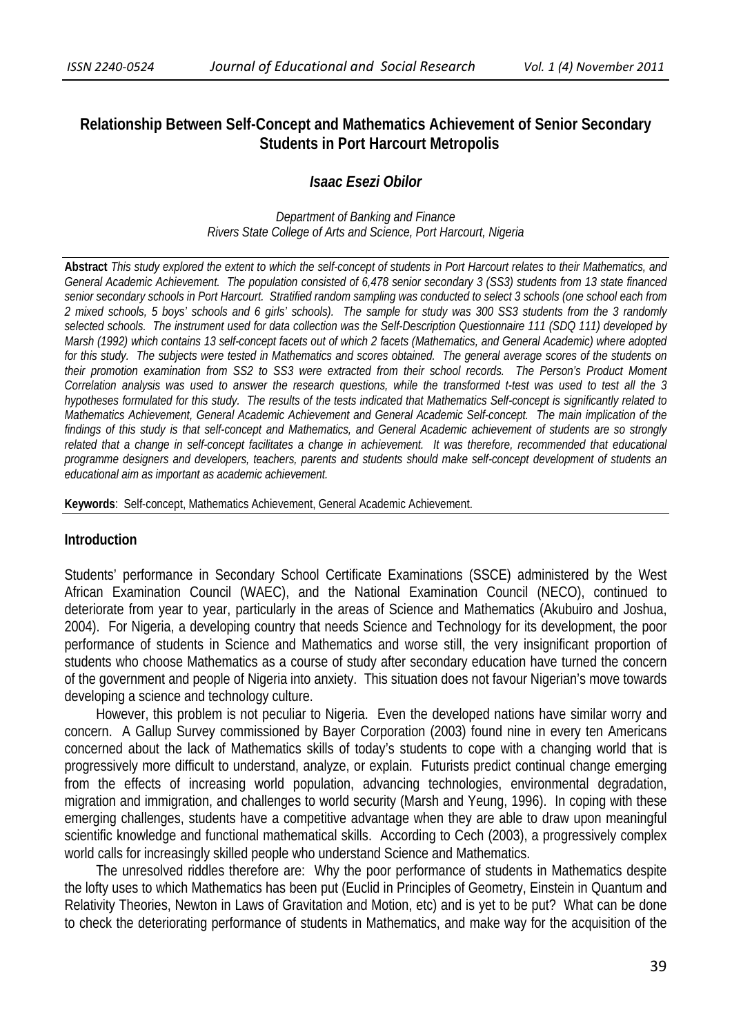# Relationship Between Self-Concept and Mathematics Achievement of Senior Secondary Students in Port Harcourt Metropolis

***Isaac Esezi Obilor***

*Department of Banking and Finance*
*Rivers State College of Arts and Science, Port Harcourt, Nigeria*

**Abstract** *This study explored the extent to which the self-concept of students in Port Harcourt relates to their Mathematics, and General Academic Achievement. The population consisted of 6,478 senior secondary 3 (SS3) students from 13 state financed senior secondary schools in Port Harcourt. Stratified random sampling was conducted to select 3 schools (one school each from 2 mixed schools, 5 boys' schools and 6 girls' schools). The sample for study was 300 SS3 students from the 3 randomly selected schools. The instrument used for data collection was the Self-Description Questionnaire 111 (SDQ 111) developed by Marsh (1992) which contains 13 self-concept facets out of which 2 facets (Mathematics, and General Academic) where adopted for this study. The subjects were tested in Mathematics and scores obtained. The general average scores of the students on their promotion examination from SS2 to SS3 were extracted from their school records. The Person's Product Moment Correlation analysis was used to answer the research questions, while the transformed t-test was used to test all the 3 hypotheses formulated for this study. The results of the tests indicated that Mathematics Self-concept is significantly related to Mathematics Achievement, General Academic Achievement and General Academic Self-concept. The main implication of the findings of this study is that self-concept and Mathematics, and General Academic achievement of students are so strongly related that a change in self-concept facilitates a change in achievement. It was therefore, recommended that educational programme designers and developers, teachers, parents and students should make self-concept development of students an educational aim as important as academic achievement.*

**Keywords**: Self-concept, Mathematics Achievement, General Academic Achievement.

## Introduction

Students' performance in Secondary School Certificate Examinations (SSCE) administered by the West African Examination Council (WAEC), and the National Examination Council (NECO), continued to deteriorate from year to year, particularly in the areas of Science and Mathematics (Akubuiro and Joshua, 2004). For Nigeria, a developing country that needs Science and Technology for its development, the poor performance of students in Science and Mathematics and worse still, the very insignificant proportion of students who choose Mathematics as a course of study after secondary education have turned the concern of the government and people of Nigeria into anxiety. This situation does not favour Nigerian's move towards developing a science and technology culture.

However, this problem is not peculiar to Nigeria. Even the developed nations have similar worry and concern. A Gallup Survey commissioned by Bayer Corporation (2003) found nine in every ten Americans concerned about the lack of Mathematics skills of today's students to cope with a changing world that is progressively more difficult to understand, analyze, or explain. Futurists predict continual change emerging from the effects of increasing world population, advancing technologies, environmental degradation, migration and immigration, and challenges to world security (Marsh and Yeung, 1996). In coping with these emerging challenges, students have a competitive advantage when they are able to draw upon meaningful scientific knowledge and functional mathematical skills. According to Cech (2003), a progressively complex world calls for increasingly skilled people who understand Science and Mathematics.

The unresolved riddles therefore are: Why the poor performance of students in Mathematics despite the lofty uses to which Mathematics has been put (Euclid in Principles of Geometry, Einstein in Quantum and Relativity Theories, Newton in Laws of Gravitation and Motion, etc) and is yet to be put? What can be done to check the deteriorating performance of students in Mathematics, and make way for the acquisition of the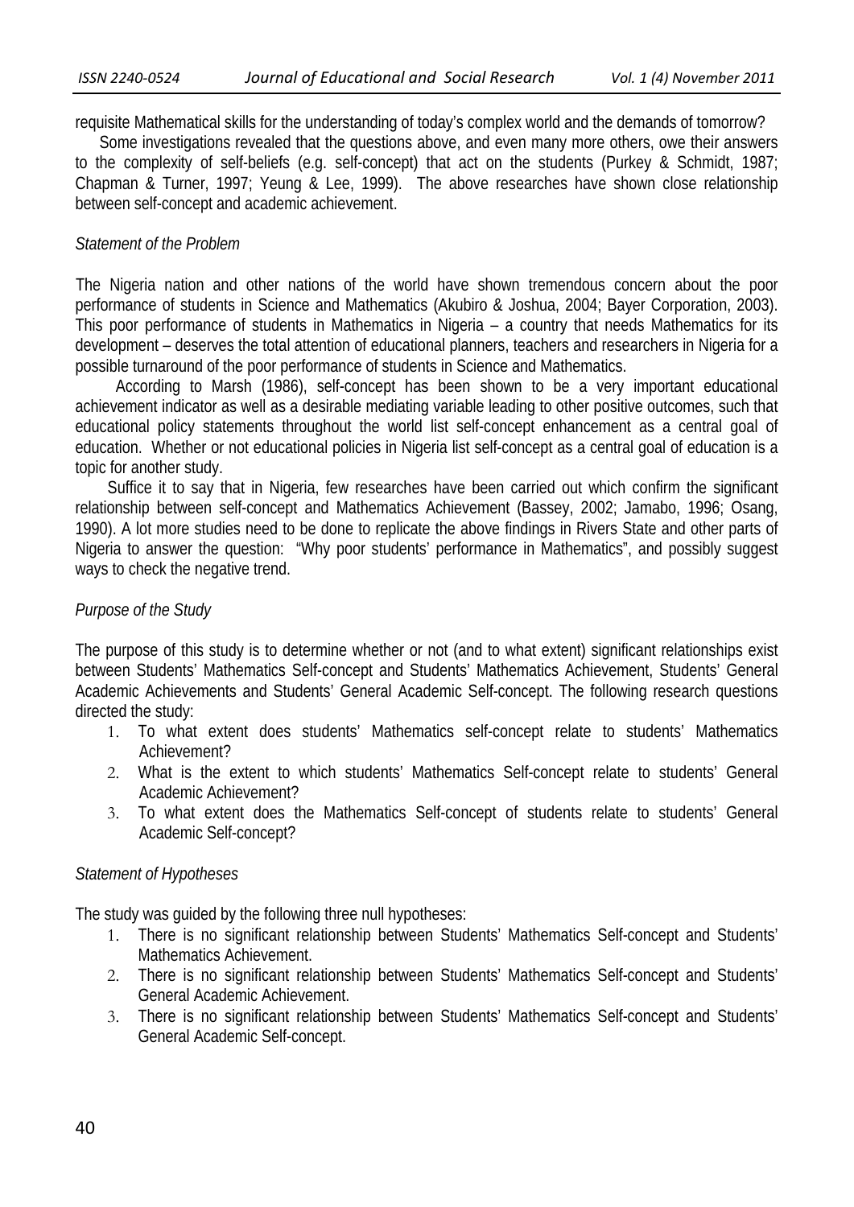requisite Mathematical skills for the understanding of today's complex world and the demands of tomorrow?

Some investigations revealed that the questions above, and even many more others, owe their answers to the complexity of self-beliefs (e.g. self-concept) that act on the students (Purkey & Schmidt, 1987; Chapman & Turner, 1997; Yeung & Lee, 1999). The above researches have shown close relationship between self-concept and academic achievement.

### *Statement of the Problem*

The Nigeria nation and other nations of the world have shown tremendous concern about the poor performance of students in Science and Mathematics (Akubiro & Joshua, 2004; Bayer Corporation, 2003). This poor performance of students in Mathematics in Nigeria – a country that needs Mathematics for its development – deserves the total attention of educational planners, teachers and researchers in Nigeria for a possible turnaround of the poor performance of students in Science and Mathematics.

According to Marsh (1986), self-concept has been shown to be a very important educational achievement indicator as well as a desirable mediating variable leading to other positive outcomes, such that educational policy statements throughout the world list self-concept enhancement as a central goal of education. Whether or not educational policies in Nigeria list self-concept as a central goal of education is a topic for another study.

Suffice it to say that in Nigeria, few researches have been carried out which confirm the significant relationship between self-concept and Mathematics Achievement (Bassey, 2002; Jamabo, 1996; Osang, 1990). A lot more studies need to be done to replicate the above findings in Rivers State and other parts of Nigeria to answer the question: "Why poor students' performance in Mathematics", and possibly suggest ways to check the negative trend.

### *Purpose of the Study*

The purpose of this study is to determine whether or not (and to what extent) significant relationships exist between Students' Mathematics Self-concept and Students' Mathematics Achievement, Students' General Academic Achievements and Students' General Academic Self-concept. The following research questions directed the study:

1. To what extent does students' Mathematics self-concept relate to students' Mathematics Achievement?
2. What is the extent to which students' Mathematics Self-concept relate to students' General Academic Achievement?
3. To what extent does the Mathematics Self-concept of students relate to students' General Academic Self-concept?

### *Statement of Hypotheses*

The study was guided by the following three null hypotheses:

1. There is no significant relationship between Students' Mathematics Self-concept and Students' Mathematics Achievement.
2. There is no significant relationship between Students' Mathematics Self-concept and Students' General Academic Achievement.
3. There is no significant relationship between Students' Mathematics Self-concept and Students' General Academic Self-concept.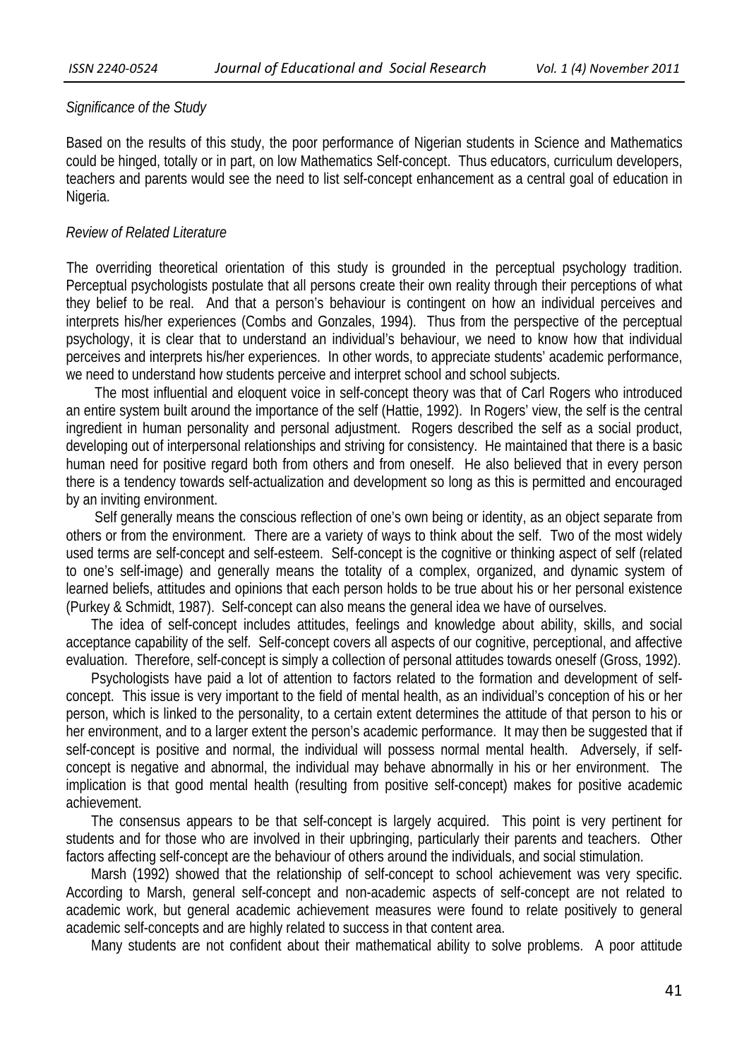*Significance of the Study*

Based on the results of this study, the poor performance of Nigerian students in Science and Mathematics could be hinged, totally or in part, on low Mathematics Self-concept. Thus educators, curriculum developers, teachers and parents would see the need to list self-concept enhancement as a central goal of education in Nigeria.

*Review of Related Literature*

The overriding theoretical orientation of this study is grounded in the perceptual psychology tradition. Perceptual psychologists postulate that all persons create their own reality through their perceptions of what they belief to be real. And that a person's behaviour is contingent on how an individual perceives and interprets his/her experiences (Combs and Gonzales, 1994). Thus from the perspective of the perceptual psychology, it is clear that to understand an individual's behaviour, we need to know how that individual perceives and interprets his/her experiences. In other words, to appreciate students' academic performance, we need to understand how students perceive and interpret school and school subjects.

The most influential and eloquent voice in self-concept theory was that of Carl Rogers who introduced an entire system built around the importance of the self (Hattie, 1992). In Rogers' view, the self is the central ingredient in human personality and personal adjustment. Rogers described the self as a social product, developing out of interpersonal relationships and striving for consistency. He maintained that there is a basic human need for positive regard both from others and from oneself. He also believed that in every person there is a tendency towards self-actualization and development so long as this is permitted and encouraged by an inviting environment.

Self generally means the conscious reflection of one's own being or identity, as an object separate from others or from the environment. There are a variety of ways to think about the self. Two of the most widely used terms are self-concept and self-esteem. Self-concept is the cognitive or thinking aspect of self (related to one's self-image) and generally means the totality of a complex, organized, and dynamic system of learned beliefs, attitudes and opinions that each person holds to be true about his or her personal existence (Purkey & Schmidt, 1987). Self-concept can also means the general idea we have of ourselves.

The idea of self-concept includes attitudes, feelings and knowledge about ability, skills, and social acceptance capability of the self. Self-concept covers all aspects of our cognitive, perceptional, and affective evaluation. Therefore, self-concept is simply a collection of personal attitudes towards oneself (Gross, 1992).

Psychologists have paid a lot of attention to factors related to the formation and development of self-concept. This issue is very important to the field of mental health, as an individual's conception of his or her person, which is linked to the personality, to a certain extent determines the attitude of that person to his or her environment, and to a larger extent the person's academic performance. It may then be suggested that if self-concept is positive and normal, the individual will possess normal mental health. Adversely, if self-concept is negative and abnormal, the individual may behave abnormally in his or her environment. The implication is that good mental health (resulting from positive self-concept) makes for positive academic achievement.

The consensus appears to be that self-concept is largely acquired. This point is very pertinent for students and for those who are involved in their upbringing, particularly their parents and teachers. Other factors affecting self-concept are the behaviour of others around the individuals, and social stimulation.

Marsh (1992) showed that the relationship of self-concept to school achievement was very specific. According to Marsh, general self-concept and non-academic aspects of self-concept are not related to academic work, but general academic achievement measures were found to relate positively to general academic self-concepts and are highly related to success in that content area.

Many students are not confident about their mathematical ability to solve problems. A poor attitude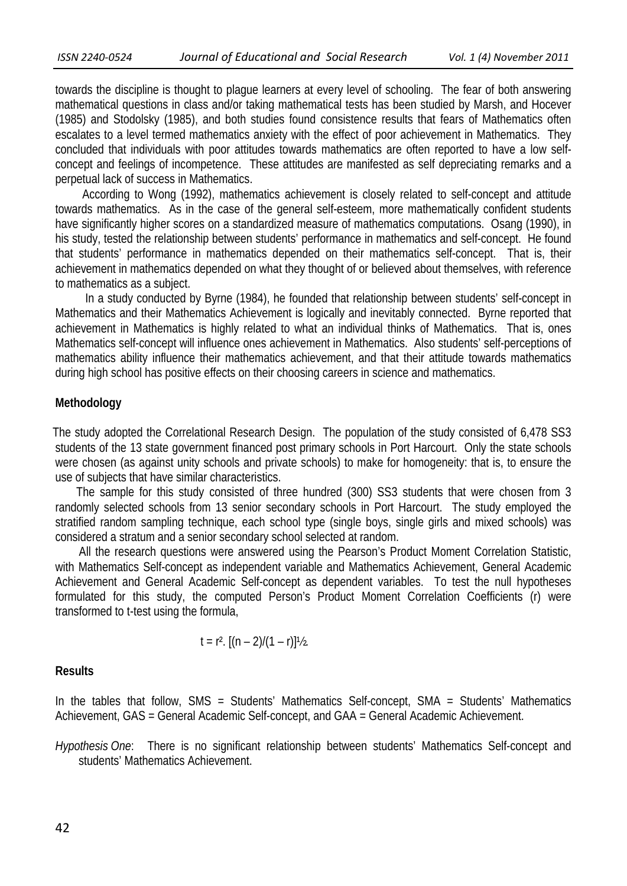towards the discipline is thought to plague learners at every level of schooling. The fear of both answering mathematical questions in class and/or taking mathematical tests has been studied by Marsh, and Hocever (1985) and Stodolsky (1985), and both studies found consistence results that fears of Mathematics often escalates to a level termed mathematics anxiety with the effect of poor achievement in Mathematics. They concluded that individuals with poor attitudes towards mathematics are often reported to have a low self-concept and feelings of incompetence. These attitudes are manifested as self depreciating remarks and a perpetual lack of success in Mathematics.

According to Wong (1992), mathematics achievement is closely related to self-concept and attitude towards mathematics. As in the case of the general self-esteem, more mathematically confident students have significantly higher scores on a standardized measure of mathematics computations. Osang (1990), in his study, tested the relationship between students' performance in mathematics and self-concept. He found that students' performance in mathematics depended on their mathematics self-concept. That is, their achievement in mathematics depended on what they thought of or believed about themselves, with reference to mathematics as a subject.

In a study conducted by Byrne (1984), he founded that relationship between students' self-concept in Mathematics and their Mathematics Achievement is logically and inevitably connected. Byrne reported that achievement in Mathematics is highly related to what an individual thinks of Mathematics. That is, ones Mathematics self-concept will influence ones achievement in Mathematics. Also students' self-perceptions of mathematics ability influence their mathematics achievement, and that their attitude towards mathematics during high school has positive effects on their choosing careers in science and mathematics.

## Methodology

The study adopted the Correlational Research Design. The population of the study consisted of 6,478 SS3 students of the 13 state government financed post primary schools in Port Harcourt. Only the state schools were chosen (as against unity schools and private schools) to make for homogeneity: that is, to ensure the use of subjects that have similar characteristics.

The sample for this study consisted of three hundred (300) SS3 students that were chosen from 3 randomly selected schools from 13 senior secondary schools in Port Harcourt. The study employed the stratified random sampling technique, each school type (single boys, single girls and mixed schools) was considered a stratum and a senior secondary school selected at random.

All the research questions were answered using the Pearson's Product Moment Correlation Statistic, with Mathematics Self-concept as independent variable and Mathematics Achievement, General Academic Achievement and General Academic Self-concept as dependent variables. To test the null hypotheses formulated for this study, the computed Person's Product Moment Correlation Coefficients (r) were transformed to t-test using the formula,

$$t = r^2 . [(n - 2)/(1 - r)]^{½}$$

## Results

In the tables that follow, SMS = Students' Mathematics Self-concept, SMA = Students' Mathematics Achievement, GAS = General Academic Self-concept, and GAA = General Academic Achievement.

*Hypothesis One*: There is no significant relationship between students' Mathematics Self-concept and students' Mathematics Achievement.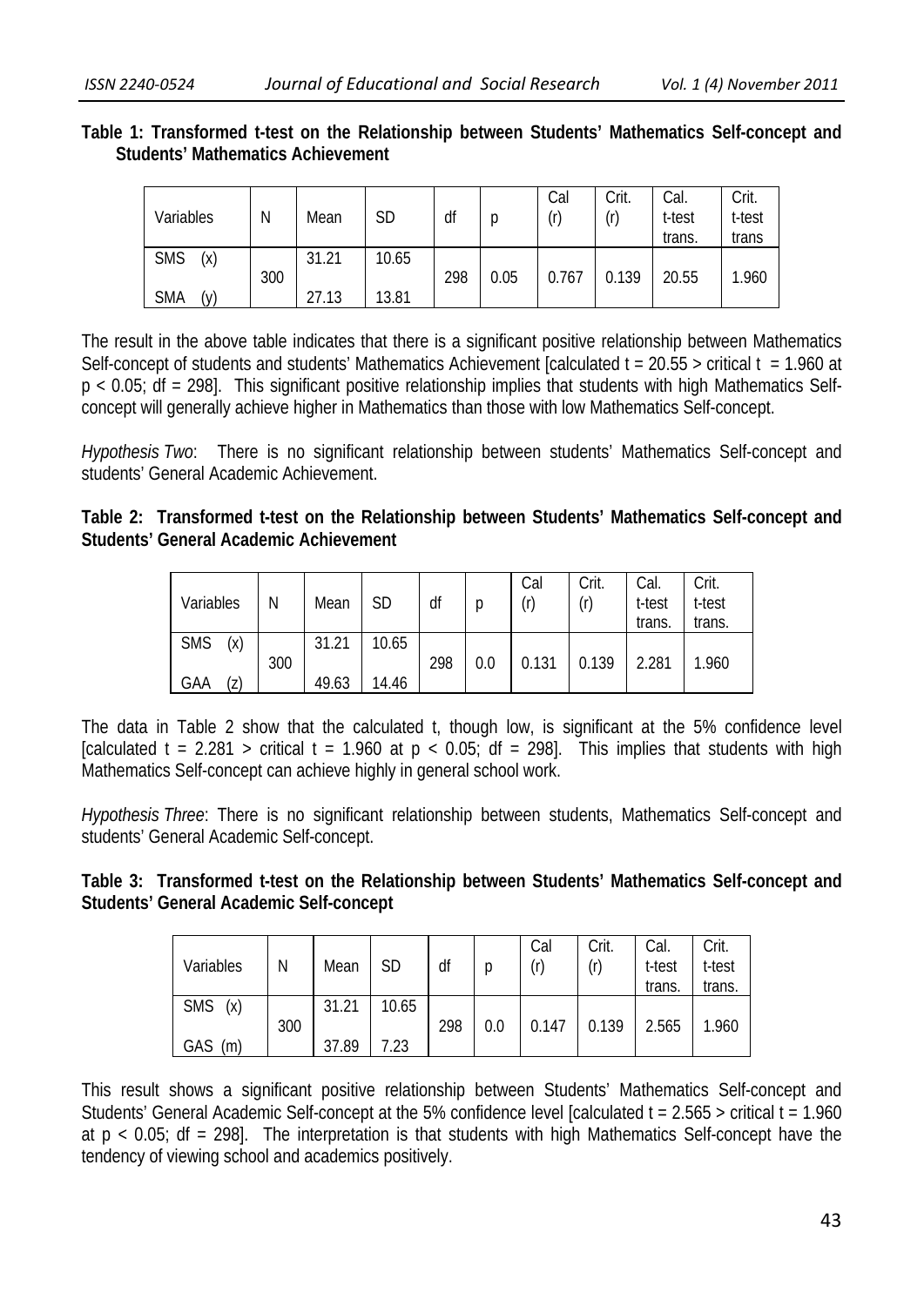**Table 1: Transformed t-test on the Relationship between Students' Mathematics Self-concept and Students' Mathematics Achievement**

| Variables | N | Mean | SD | df | p | Cal (r) | Crit. (r) | Cal. t-test trans. | Crit. t-test trans |
|---|---|---|---|---|---|---|---|---|---|
| SMS (x) | 300 | 31.21 | 10.65 | 298 | 0.05 | 0.767 | 0.139 | 20.55 | 1.960 |
| SMA (y) | | 27.13 | 13.81 | | | | | | |

The result in the above table indicates that there is a significant positive relationship between Mathematics Self-concept of students and students' Mathematics Achievement [calculated t = 20.55 > critical t = 1.960 at $p < 0.05$; df = 298]. This significant positive relationship implies that students with high Mathematics Self-concept will generally achieve higher in Mathematics than those with low Mathematics Self-concept.

*Hypothesis Two*: There is no significant relationship between students' Mathematics Self-concept and students' General Academic Achievement.

**Table 2: Transformed t-test on the Relationship between Students' Mathematics Self-concept and Students' General Academic Achievement**

| Variables | N | Mean | SD | df | p | Cal (r) | Crit. (r) | Cal. t-test trans. | Crit. t-test trans. |
|---|---|---|---|---|---|---|---|---|---|
| SMS (x) | 300 | 31.21 | 10.65 | 298 | 0.0 | 0.131 | 0.139 | 2.281 | 1.960 |
| GAA (z) | | 49.63 | 14.46 | | | | | | |

The data in Table 2 show that the calculated t, though low, is significant at the 5% confidence level [calculated t = 2.281 > critical t = 1.960 at $p < 0.05$; df = 298]. This implies that students with high Mathematics Self-concept can achieve highly in general school work.

*Hypothesis Three*: There is no significant relationship between students, Mathematics Self-concept and students' General Academic Self-concept.

**Table 3: Transformed t-test on the Relationship between Students' Mathematics Self-concept and Students' General Academic Self-concept**

| Variables | N | Mean | SD | df | p | Cal (r) | Crit. (r) | Cal. t-test trans. | Crit. t-test trans. |
|---|---|---|---|---|---|---|---|---|---|
| SMS (x) | 300 | 31.21 | 10.65 | 298 | 0.0 | 0.147 | 0.139 | 2.565 | 1.960 |
| GAS (m) | | 37.89 | 7.23 | | | | | | |

This result shows a significant positive relationship between Students' Mathematics Self-concept and Students' General Academic Self-concept at the 5% confidence level [calculated t = 2.565 > critical t = 1.960 at $p < 0.05$; df = 298]. The interpretation is that students with high Mathematics Self-concept have the tendency of viewing school and academics positively.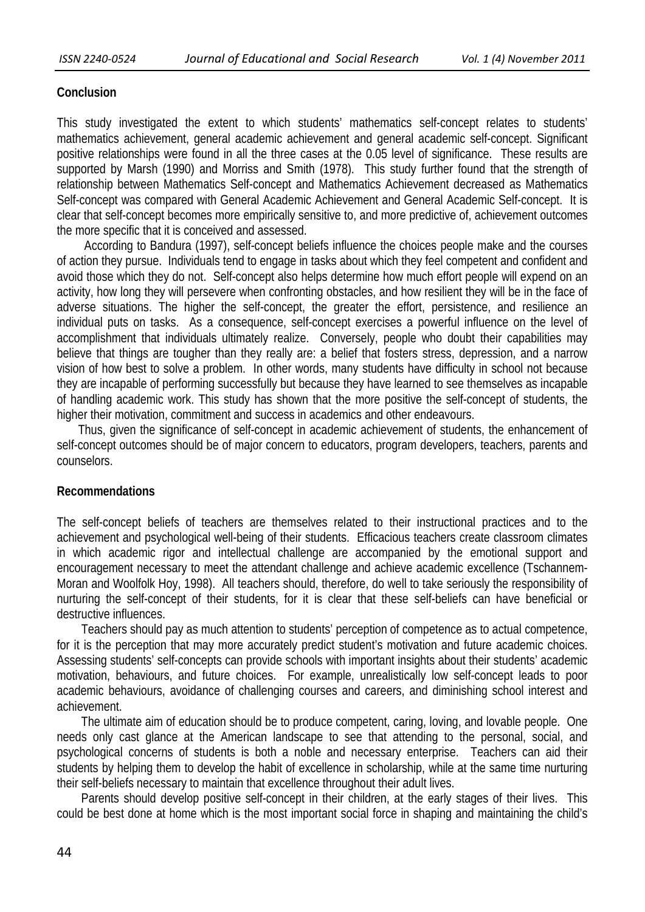## Conclusion

This study investigated the extent to which students' mathematics self-concept relates to students' mathematics achievement, general academic achievement and general academic self-concept. Significant positive relationships were found in all the three cases at the 0.05 level of significance. These results are supported by Marsh (1990) and Morriss and Smith (1978). This study further found that the strength of relationship between Mathematics Self-concept and Mathematics Achievement decreased as Mathematics Self-concept was compared with General Academic Achievement and General Academic Self-concept. It is clear that self-concept becomes more empirically sensitive to, and more predictive of, achievement outcomes the more specific that it is conceived and assessed.

According to Bandura (1997), self-concept beliefs influence the choices people make and the courses of action they pursue. Individuals tend to engage in tasks about which they feel competent and confident and avoid those which they do not. Self-concept also helps determine how much effort people will expend on an activity, how long they will persevere when confronting obstacles, and how resilient they will be in the face of adverse situations. The higher the self-concept, the greater the effort, persistence, and resilience an individual puts on tasks. As a consequence, self-concept exercises a powerful influence on the level of accomplishment that individuals ultimately realize. Conversely, people who doubt their capabilities may believe that things are tougher than they really are: a belief that fosters stress, depression, and a narrow vision of how best to solve a problem. In other words, many students have difficulty in school not because they are incapable of performing successfully but because they have learned to see themselves as incapable of handling academic work. This study has shown that the more positive the self-concept of students, the higher their motivation, commitment and success in academics and other endeavours.

Thus, given the significance of self-concept in academic achievement of students, the enhancement of self-concept outcomes should be of major concern to educators, program developers, teachers, parents and counselors.

## Recommendations

The self-concept beliefs of teachers are themselves related to their instructional practices and to the achievement and psychological well-being of their students. Efficacious teachers create classroom climates in which academic rigor and intellectual challenge are accompanied by the emotional support and encouragement necessary to meet the attendant challenge and achieve academic excellence (Tschannem-Moran and Woolfolk Hoy, 1998). All teachers should, therefore, do well to take seriously the responsibility of nurturing the self-concept of their students, for it is clear that these self-beliefs can have beneficial or destructive influences.

Teachers should pay as much attention to students' perception of competence as to actual competence, for it is the perception that may more accurately predict student's motivation and future academic choices. Assessing students' self-concepts can provide schools with important insights about their students' academic motivation, behaviours, and future choices. For example, unrealistically low self-concept leads to poor academic behaviours, avoidance of challenging courses and careers, and diminishing school interest and achievement.

The ultimate aim of education should be to produce competent, caring, loving, and lovable people. One needs only cast glance at the American landscape to see that attending to the personal, social, and psychological concerns of students is both a noble and necessary enterprise. Teachers can aid their students by helping them to develop the habit of excellence in scholarship, while at the same time nurturing their self-beliefs necessary to maintain that excellence throughout their adult lives.

Parents should develop positive self-concept in their children, at the early stages of their lives. This could be best done at home which is the most important social force in shaping and maintaining the child's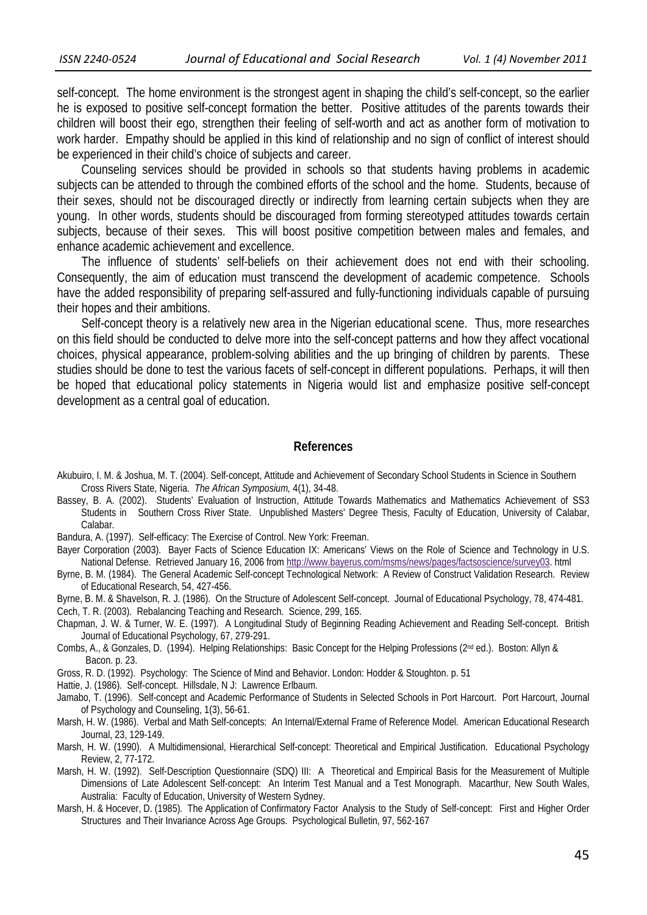self-concept. The home environment is the strongest agent in shaping the child's self-concept, so the earlier he is exposed to positive self-concept formation the better. Positive attitudes of the parents towards their children will boost their ego, strengthen their feeling of self-worth and act as another form of motivation to work harder. Empathy should be applied in this kind of relationship and no sign of conflict of interest should be experienced in their child's choice of subjects and career.

Counseling services should be provided in schools so that students having problems in academic subjects can be attended to through the combined efforts of the school and the home. Students, because of their sexes, should not be discouraged directly or indirectly from learning certain subjects when they are young. In other words, students should be discouraged from forming stereotyped attitudes towards certain subjects, because of their sexes. This will boost positive competition between males and females, and enhance academic achievement and excellence.

The influence of students' self-beliefs on their achievement does not end with their schooling. Consequently, the aim of education must transcend the development of academic competence. Schools have the added responsibility of preparing self-assured and fully-functioning individuals capable of pursuing their hopes and their ambitions.

Self-concept theory is a relatively new area in the Nigerian educational scene. Thus, more researches on this field should be conducted to delve more into the self-concept patterns and how they affect vocational choices, physical appearance, problem-solving abilities and the up bringing of children by parents. These studies should be done to test the various facets of self-concept in different populations. Perhaps, it will then be hoped that educational policy statements in Nigeria would list and emphasize positive self-concept development as a central goal of education.

## References

Akubuiro, I. M. & Joshua, M. T. (2004). Self-concept, Attitude and Achievement of Secondary School Students in Science in Southern Cross Rivers State, Nigeria. *The African Symposium,* 4(1), 34-48.

Bassey, B. A. (2002). Students' Evaluation of Instruction, Attitude Towards Mathematics and Mathematics Achievement of SS3 Students in Southern Cross River State. Unpublished Masters' Degree Thesis, Faculty of Education, University of Calabar, Calabar.

Bandura, A. (1997). Self-efficacy: The Exercise of Control. New York: Freeman.

Bayer Corporation (2003). Bayer Facts of Science Education IX: Americans' Views on the Role of Science and Technology in U.S. National Defense. Retrieved January 16, 2006 from http://www.bayerus.com/msms/news/pages/factsoscience/survey03. html

Byrne, B. M. (1984). The General Academic Self-concept Technological Network: A Review of Construct Validation Research. Review of Educational Research, 54, 427-456.

Byrne, B. M. & Shavelson, R. J. (1986). On the Structure of Adolescent Self-concept. Journal of Educational Psychology, 78, 474-481.

Cech, T. R. (2003). Rebalancing Teaching and Research. Science, 299, 165.

Chapman, J. W. & Turner, W. E. (1997). A Longitudinal Study of Beginning Reading Achievement and Reading Self-concept. British Journal of Educational Psychology, 67, 279-291.

Combs, A., & Gonzales, D. (1994). Helping Relationships: Basic Concept for the Helping Professions (2nd ed.). Boston: Allyn & Bacon. p. 23.

Gross, R. D. (1992). Psychology: The Science of Mind and Behavior. London: Hodder & Stoughton. p. 51

Hattie, J. (1986). Self-concept. Hillsdale, N J: Lawrence Erlbaum.

Jamabo, T. (1996). Self-concept and Academic Performance of Students in Selected Schools in Port Harcourt. Port Harcourt, Journal of Psychology and Counseling, 1(3), 56-61.

Marsh, H. W. (1986). Verbal and Math Self-concepts: An Internal/External Frame of Reference Model. American Educational Research Journal, 23, 129-149.

Marsh, H. W. (1990). A Multidimensional, Hierarchical Self-concept: Theoretical and Empirical Justification. Educational Psychology Review, 2, 77-172.

Marsh, H. W. (1992). Self-Description Questionnaire (SDQ) III: A Theoretical and Empirical Basis for the Measurement of Multiple Dimensions of Late Adolescent Self-concept: An Interim Test Manual and a Test Monograph. Macarthur, New South Wales, Australia: Faculty of Education, University of Western Sydney.

Marsh, H. & Hocever, D. (1985). The Application of Confirmatory Factor Analysis to the Study of Self-concept: First and Higher Order Structures and Their Invariance Across Age Groups. Psychological Bulletin, 97, 562-167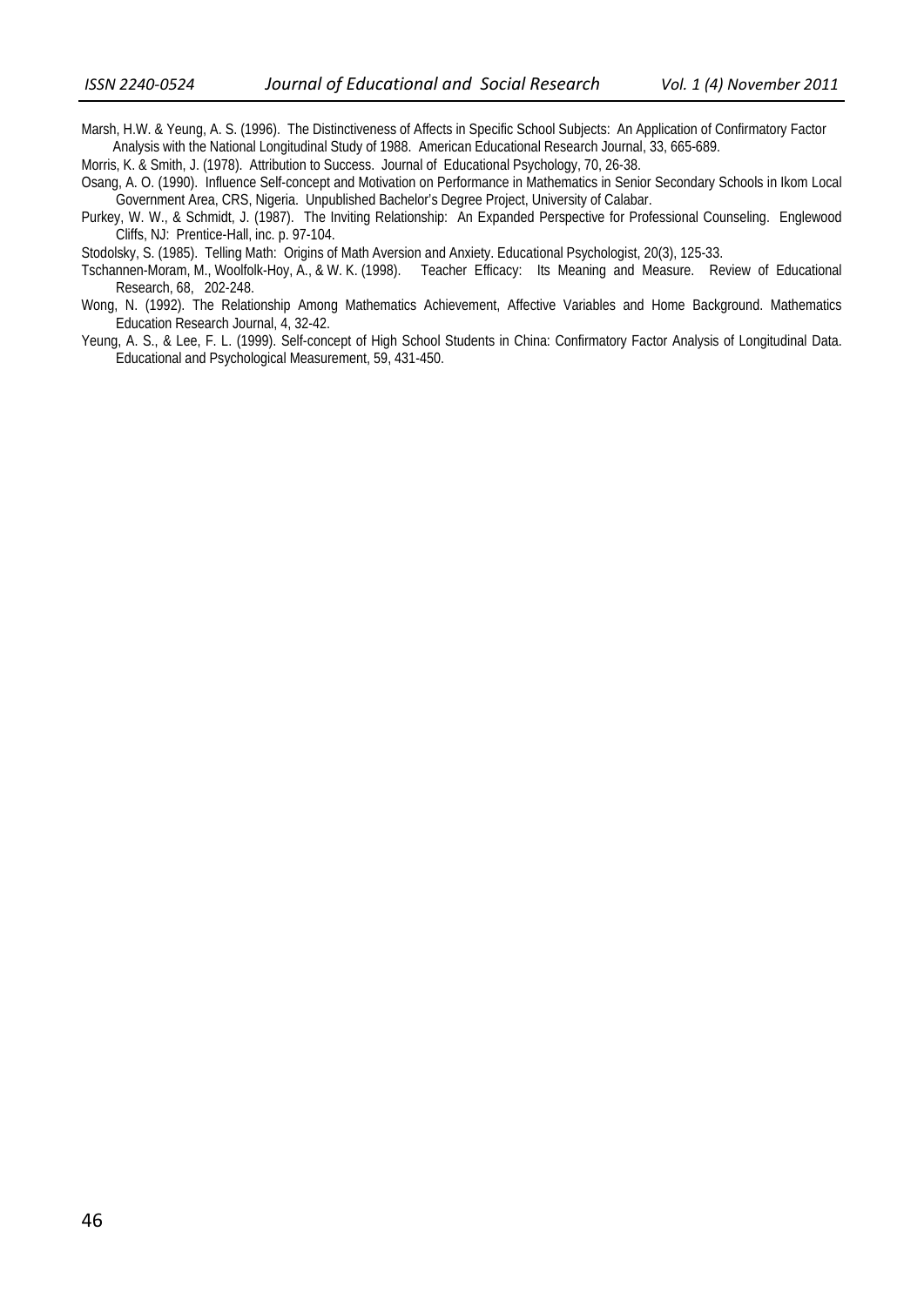Marsh, H.W. & Yeung, A. S. (1996). The Distinctiveness of Affects in Specific School Subjects: An Application of Confirmatory Factor Analysis with the National Longitudinal Study of 1988. American Educational Research Journal, 33, 665-689.

Morris, K. & Smith, J. (1978). Attribution to Success. Journal of Educational Psychology, 70, 26-38.

Osang, A. O. (1990). Influence Self-concept and Motivation on Performance in Mathematics in Senior Secondary Schools in Ikom Local Government Area, CRS, Nigeria. Unpublished Bachelor's Degree Project, University of Calabar.

Purkey, W. W., & Schmidt, J. (1987). The Inviting Relationship: An Expanded Perspective for Professional Counseling. Englewood Cliffs, NJ: Prentice-Hall, inc. p. 97-104.

Stodolsky, S. (1985). Telling Math: Origins of Math Aversion and Anxiety. Educational Psychologist, 20(3), 125-33.

Tschannen-Moram, M., Woolfolk-Hoy, A., & W. K. (1998). Teacher Efficacy: Its Meaning and Measure. Review of Educational Research, 68, 202-248.

Wong, N. (1992). The Relationship Among Mathematics Achievement, Affective Variables and Home Background. Mathematics Education Research Journal, 4, 32-42.

Yeung, A. S., & Lee, F. L. (1999). Self-concept of High School Students in China: Confirmatory Factor Analysis of Longitudinal Data. Educational and Psychological Measurement, 59, 431-450.